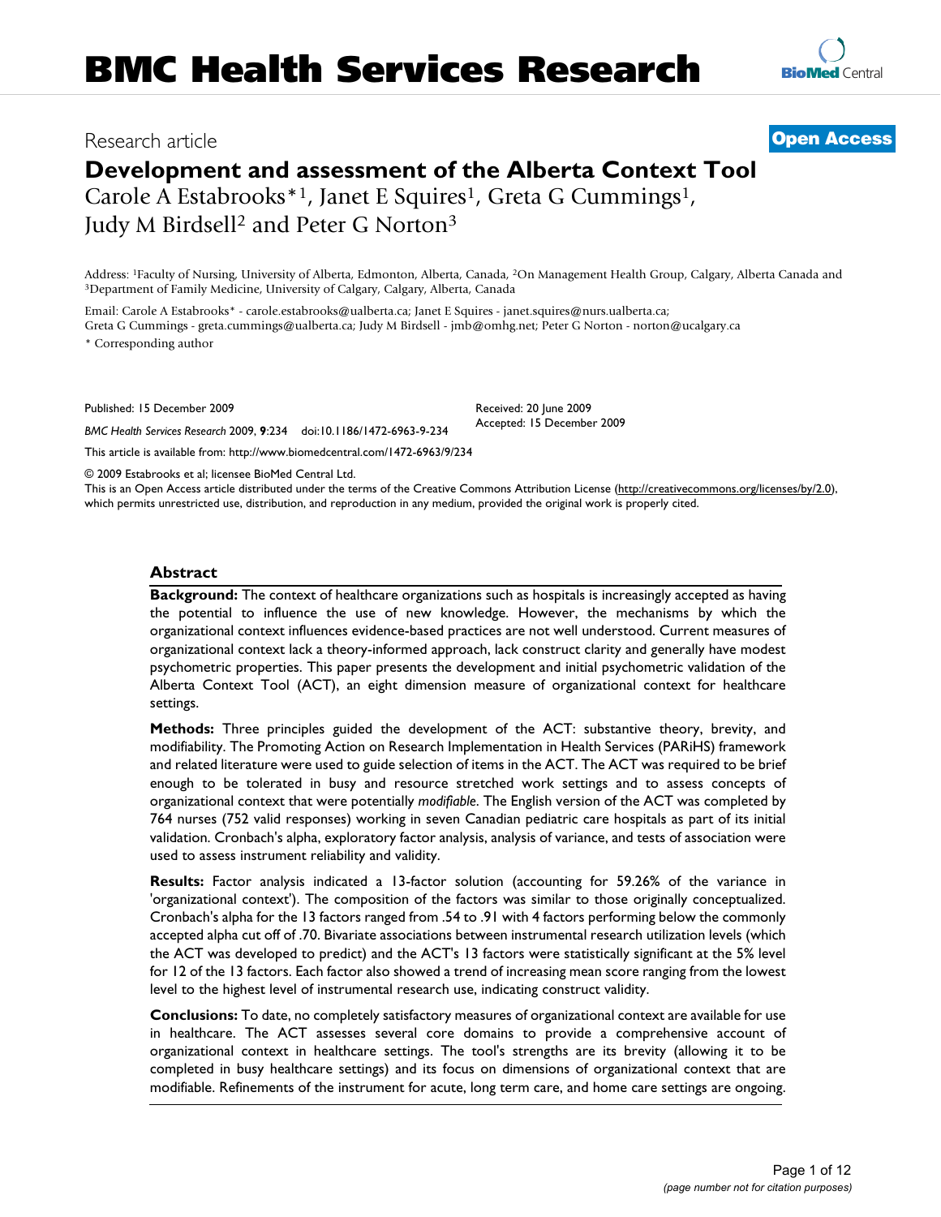BMC Health Services Research

Research article

**Open Access**

# Development and assessment of the Alberta Context Tool

Carole A Estabrooks*[1], Janet E Squires[1], Greta G Cummings[1], Judy M Birdsell[2] and Peter G Norton[3]

Address: [1]Faculty of Nursing, University of Alberta, Edmonton, Alberta, Canada, [2]On Management Health Group, Calgary, Alberta Canada and [3]Department of Family Medicine, University of Calgary, Calgary, Alberta, Canada

Email: Carole A Estabrooks* - carole.estabrooks@ualberta.ca; Janet E Squires - janet.squires@nurs.ualberta.ca; Greta G Cummings - greta.cummings@ualberta.ca; Judy M Birdsell - jmb@omhg.net; Peter G Norton - norton@ucalgary.ca

\* Corresponding author

Published: 15 December 2009

*BMC Health Services Research* 2009, **9**:234 doi:10.1186/1472-6963-9-234

Received: 20 June 2009
Accepted: 15 December 2009

This article is available from: http://www.biomedcentral.com/1472-6963/9/234

© 2009 Estabrooks et al; licensee BioMed Central Ltd.
This is an Open Access article distributed under the terms of the Creative Commons Attribution License (http://creativecommons.org/licenses/by/2.0), which permits unrestricted use, distribution, and reproduction in any medium, provided the original work is properly cited.

## Abstract

**Background:** The context of healthcare organizations such as hospitals is increasingly accepted as having the potential to influence the use of new knowledge. However, the mechanisms by which the organizational context influences evidence-based practices are not well understood. Current measures of organizational context lack a theory-informed approach, lack construct clarity and generally have modest psychometric properties. This paper presents the development and initial psychometric validation of the Alberta Context Tool (ACT), an eight dimension measure of organizational context for healthcare settings.

**Methods:** Three principles guided the development of the ACT: substantive theory, brevity, and modifiability. The Promoting Action on Research Implementation in Health Services (PARiHS) framework and related literature were used to guide selection of items in the ACT. The ACT was required to be brief enough to be tolerated in busy and resource stretched work settings and to assess concepts of organizational context that were potentially *modifiable*. The English version of the ACT was completed by 764 nurses (752 valid responses) working in seven Canadian pediatric care hospitals as part of its initial validation. Cronbach's alpha, exploratory factor analysis, analysis of variance, and tests of association were used to assess instrument reliability and validity.

**Results:** Factor analysis indicated a 13-factor solution (accounting for 59.26% of the variance in 'organizational context'). The composition of the factors was similar to those originally conceptualized. Cronbach's alpha for the 13 factors ranged from .54 to .91 with 4 factors performing below the commonly accepted alpha cut off of .70. Bivariate associations between instrumental research utilization levels (which the ACT was developed to predict) and the ACT's 13 factors were statistically significant at the 5% level for 12 of the 13 factors. Each factor also showed a trend of increasing mean score ranging from the lowest level to the highest level of instrumental research use, indicating construct validity.

**Conclusions:** To date, no completely satisfactory measures of organizational context are available for use in healthcare. The ACT assesses several core domains to provide a comprehensive account of organizational context in healthcare settings. The tool's strengths are its brevity (allowing it to be completed in busy healthcare settings) and its focus on dimensions of organizational context that are modifiable. Refinements of the instrument for acute, long term care, and home care settings are ongoing.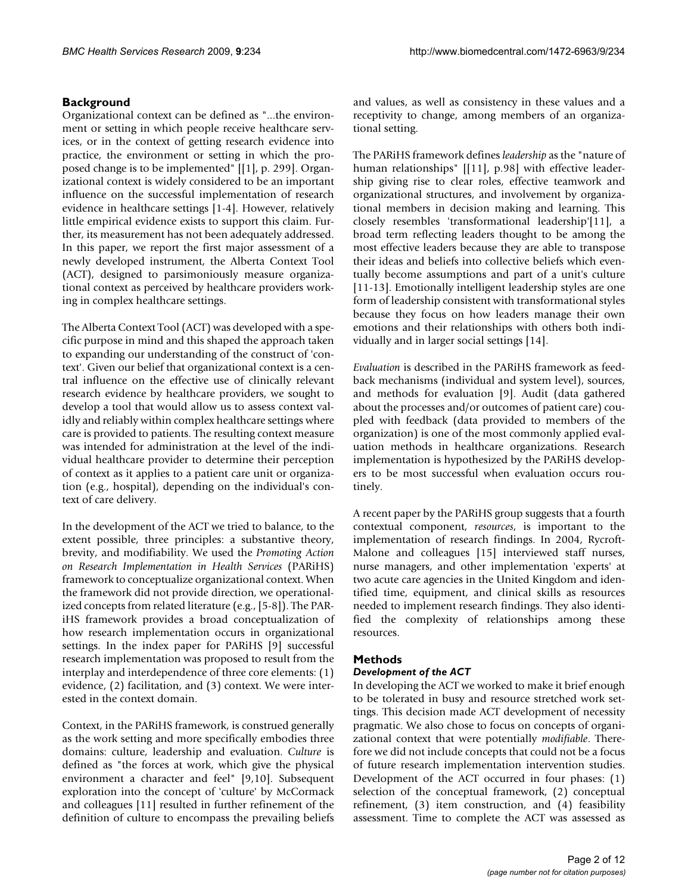## Background

Organizational context can be defined as "...the environment or setting in which people receive healthcare services, or in the context of getting research evidence into practice, the environment or setting in which the proposed change is to be implemented" [[1], p. 299]. Organizational context is widely considered to be an important influence on the successful implementation of research evidence in healthcare settings [1-4]. However, relatively little empirical evidence exists to support this claim. Further, its measurement has not been adequately addressed. In this paper, we report the first major assessment of a newly developed instrument, the Alberta Context Tool (ACT), designed to parsimoniously measure organizational context as perceived by healthcare providers working in complex healthcare settings.

The Alberta Context Tool (ACT) was developed with a specific purpose in mind and this shaped the approach taken to expanding our understanding of the construct of 'context'. Given our belief that organizational context is a central influence on the effective use of clinically relevant research evidence by healthcare providers, we sought to develop a tool that would allow us to assess context validly and reliably within complex healthcare settings where care is provided to patients. The resulting context measure was intended for administration at the level of the individual healthcare provider to determine their perception of context as it applies to a patient care unit or organization (e.g., hospital), depending on the individual's context of care delivery.

In the development of the ACT we tried to balance, to the extent possible, three principles: a substantive theory, brevity, and modifiability. We used the *Promoting Action on Research Implementation in Health Services* (PARiHS) framework to conceptualize organizational context. When the framework did not provide direction, we operationalized concepts from related literature (e.g., [5-8]). The PARiHS framework provides a broad conceptualization of how research implementation occurs in organizational settings. In the index paper for PARiHS [9] successful research implementation was proposed to result from the interplay and interdependence of three core elements: (1) evidence, (2) facilitation, and (3) context. We were interested in the context domain.

Context, in the PARiHS framework, is construed generally as the work setting and more specifically embodies three domains: culture, leadership and evaluation. *Culture* is defined as "the forces at work, which give the physical environment a character and feel" [9,10]. Subsequent exploration into the concept of 'culture' by McCormack and colleagues [11] resulted in further refinement of the definition of culture to encompass the prevailing beliefs and values, as well as consistency in these values and a receptivity to change, among members of an organizational setting.

The PARiHS framework defines *leadership* as the "nature of human relationships" [[11], p.98] with effective leadership giving rise to clear roles, effective teamwork and organizational structures, and involvement by organizational members in decision making and learning. This closely resembles 'transformational leadership'[11], a broad term reflecting leaders thought to be among the most effective leaders because they are able to transpose their ideas and beliefs into collective beliefs which eventually become assumptions and part of a unit's culture [11-13]. Emotionally intelligent leadership styles are one form of leadership consistent with transformational styles because they focus on how leaders manage their own emotions and their relationships with others both individually and in larger social settings [14].

*Evaluation* is described in the PARiHS framework as feedback mechanisms (individual and system level), sources, and methods for evaluation [9]. Audit (data gathered about the processes and/or outcomes of patient care) coupled with feedback (data provided to members of the organization) is one of the most commonly applied evaluation methods in healthcare organizations. Research implementation is hypothesized by the PARiHS developers to be most successful when evaluation occurs routinely.

A recent paper by the PARiHS group suggests that a fourth contextual component, *resources*, is important to the implementation of research findings. In 2004, Rycroft-Malone and colleagues [15] interviewed staff nurses, nurse managers, and other implementation 'experts' at two acute care agencies in the United Kingdom and identified time, equipment, and clinical skills as resources needed to implement research findings. They also identified the complexity of relationships among these resources.

## Methods

### Development of the ACT

In developing the ACT we worked to make it brief enough to be tolerated in busy and resource stretched work settings. This decision made ACT development of necessity pragmatic. We also chose to focus on concepts of organizational context that were potentially *modifiable*. Therefore we did not include concepts that could not be a focus of future research implementation intervention studies. Development of the ACT occurred in four phases: (1) selection of the conceptual framework, (2) conceptual refinement, (3) item construction, and (4) feasibility assessment. Time to complete the ACT was assessed as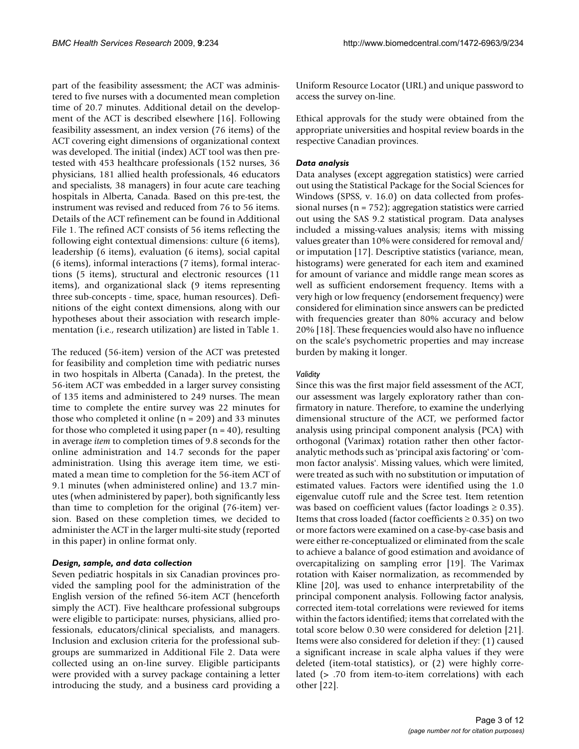part of the feasibility assessment; the ACT was administered to five nurses with a documented mean completion time of 20.7 minutes. Additional detail on the development of the ACT is described elsewhere [16]. Following feasibility assessment, an index version (76 items) of the ACT covering eight dimensions of organizational context was developed. The initial (index) ACT tool was then pretested with 453 healthcare professionals (152 nurses, 36 physicians, 181 allied health professionals, 46 educators and specialists, 38 managers) in four acute care teaching hospitals in Alberta, Canada. Based on this pre-test, the instrument was revised and reduced from 76 to 56 items. Details of the ACT refinement can be found in Additional File 1. The refined ACT consists of 56 items reflecting the following eight contextual dimensions: culture (6 items), leadership (6 items), evaluation (6 items), social capital (6 items), informal interactions (7 items), formal interactions (5 items), structural and electronic resources (11 items), and organizational slack (9 items representing three sub-concepts - time, space, human resources). Definitions of the eight context dimensions, along with our hypotheses about their association with research implementation (i.e., research utilization) are listed in Table 1.

The reduced (56-item) version of the ACT was pretested for feasibility and completion time with pediatric nurses in two hospitals in Alberta (Canada). In the pretest, the 56-item ACT was embedded in a larger survey consisting of 135 items and administered to 249 nurses. The mean time to complete the entire survey was 22 minutes for those who completed it online (n = 209) and 33 minutes for those who completed it using paper (n = 40), resulting in average *item* to completion times of 9.8 seconds for the online administration and 14.7 seconds for the paper administration. Using this average item time, we estimated a mean time to completion for the 56-item ACT of 9.1 minutes (when administered online) and 13.7 minutes (when administered by paper), both significantly less than time to completion for the original (76-item) version. Based on these completion times, we decided to administer the ACT in the larger multi-site study (reported in this paper) in online format only.

### *Design, sample, and data collection*

Seven pediatric hospitals in six Canadian provinces provided the sampling pool for the administration of the English version of the refined 56-item ACT (henceforth simply the ACT). Five healthcare professional subgroups were eligible to participate: nurses, physicians, allied professionals, educators/clinical specialists, and managers. Inclusion and exclusion criteria for the professional subgroups are summarized in Additional File 2. Data were collected using an on-line survey. Eligible participants were provided with a survey package containing a letter introducing the study, and a business card providing a Uniform Resource Locator (URL) and unique password to access the survey on-line.

Ethical approvals for the study were obtained from the appropriate universities and hospital review boards in the respective Canadian provinces.

### *Data analysis*

Data analyses (except aggregation statistics) were carried out using the Statistical Package for the Social Sciences for Windows (SPSS, v. 16.0) on data collected from professional nurses (n = 752); aggregation statistics were carried out using the SAS 9.2 statistical program. Data analyses included a missing-values analysis; items with missing values greater than 10% were considered for removal and/or imputation [17]. Descriptive statistics (variance, mean, histograms) were generated for each item and examined for amount of variance and middle range mean scores as well as sufficient endorsement frequency. Items with a very high or low frequency (endorsement frequency) were considered for elimination since answers can be predicted with frequencies greater than 80% accuracy and below 20% [18]. These frequencies would also have no influence on the scale's psychometric properties and may increase burden by making it longer.

#### *Validity*

Since this was the first major field assessment of the ACT, our assessment was largely exploratory rather than confirmatory in nature. Therefore, to examine the underlying dimensional structure of the ACT, we performed factor analysis using principal component analysis (PCA) with orthogonal (Varimax) rotation rather then other factor-analytic methods such as 'principal axis factoring' or 'common factor analysis'. Missing values, which were limited, were treated as such with no substitution or imputation of estimated values. Factors were identified using the 1.0 eigenvalue cutoff rule and the Scree test. Item retention was based on coefficient values (factor loadings ≥ 0.35). Items that cross loaded (factor coefficients ≥ 0.35) on two or more factors were examined on a case-by-case basis and were either re-conceptualized or eliminated from the scale to achieve a balance of good estimation and avoidance of overcapitalizing on sampling error [19]. The Varimax rotation with Kaiser normalization, as recommended by Kline [20], was used to enhance interpretability of the principal component analysis. Following factor analysis, corrected item-total correlations were reviewed for items within the factors identified; items that correlated with the total score below 0.30 were considered for deletion [21]. Items were also considered for deletion if they: (1) caused a significant increase in scale alpha values if they were deleted (item-total statistics), or (2) were highly correlated (> .70 from item-to-item correlations) with each other [22].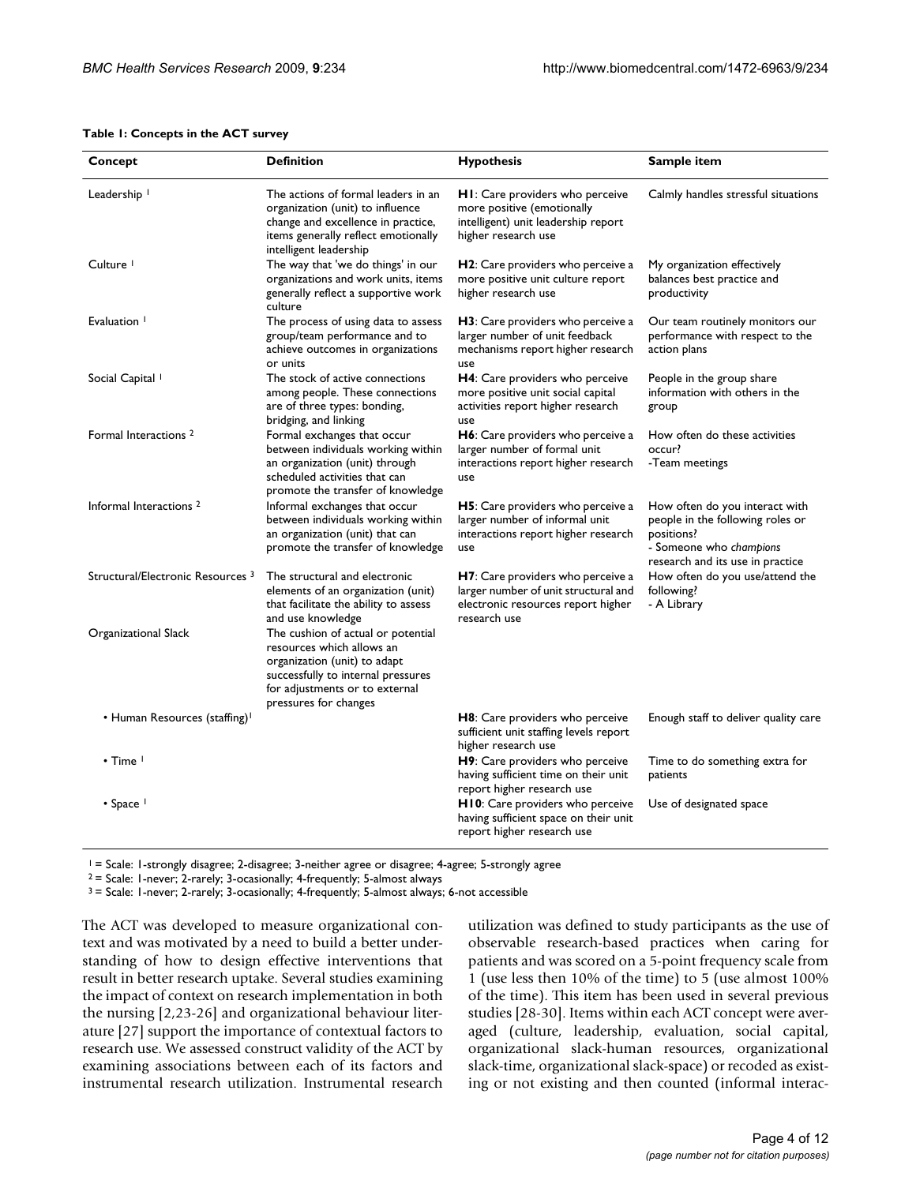**Table 1: Concepts in the ACT survey**

| Concept | Definition | Hypothesis | Sample item |
|---|---|---|---|
| Leadership [1] | The actions of formal leaders in an organization (unit) to influence change and excellence in practice, items generally reflect emotionally intelligent leadership | **H1**: Care providers who perceive more positive (emotionally intelligent) unit leadership report higher research use | Calmly handles stressful situations |
| Culture [1] | The way that 'we do things' in our organizations and work units, items generally reflect a supportive work culture | **H2**: Care providers who perceive a more positive unit culture report higher research use | My organization effectively balances best practice and productivity |
| Evaluation [1] | The process of using data to assess group/team performance and to achieve outcomes in organizations or units | **H3**: Care providers who perceive a larger number of unit feedback mechanisms report higher research use | Our team routinely monitors our performance with respect to the action plans |
| Social Capital [1] | The stock of active connections among people. These connections are of three types: bonding, bridging, and linking | **H4**: Care providers who perceive more positive unit social capital activities report higher research use | People in the group share information with others in the group |
| Formal Interactions [2] | Formal exchanges that occur between individuals working within an organization (unit) through scheduled activities that can promote the transfer of knowledge | **H6**: Care providers who perceive a larger number of formal unit interactions report higher research use | How often do these activities occur? -Team meetings |
| Informal Interactions [2] | Informal exchanges that occur between individuals working within an organization (unit) that can promote the transfer of knowledge | **H5**: Care providers who perceive a larger number of informal unit interactions report higher research use | How often do you interact with people in the following roles or positions? - Someone who *champions* research and its use in practice |
| Structural/Electronic Resources [3] | The structural and electronic elements of an organization (unit) that facilitate the ability to assess and use knowledge | **H7**: Care providers who perceive a larger number of unit structural and electronic resources report higher research use | How often do you use/attend the following? - A Library |
| Organizational Slack | The cushion of actual or potential resources which allows an organization (unit) to adapt successfully to internal pressures for adjustments or to external pressures for changes | | |
| • Human Resources (staffing)[1] | | **H8**: Care providers who perceive sufficient unit staffing levels report higher research use | Enough staff to deliver quality care |
| • Time [1] | | **H9**: Care providers who perceive having sufficient time on their unit report higher research use | Time to do something extra for patients |
| • Space [1] | | **H10**: Care providers who perceive having sufficient space on their unit report higher research use | Use of designated space |

[1] = Scale: 1-strongly disagree; 2-disagree; 3-neither agree or disagree; 4-agree; 5-strongly agree
[2] = Scale: 1-never; 2-rarely; 3-ocasionally; 4-frequently; 5-almost always
[3] = Scale: 1-never; 2-rarely; 3-ocasionally; 4-frequently; 5-almost always; 6-not accessible

The ACT was developed to measure organizational context and was motivated by a need to build a better understanding of how to design effective interventions that result in better research uptake. Several studies examining the impact of context on research implementation in both the nursing [2,23-26] and organizational behaviour literature [27] support the importance of contextual factors to research use. We assessed construct validity of the ACT by examining associations between each of its factors and instrumental research utilization. Instrumental research utilization was defined to study participants as the use of observable research-based practices when caring for patients and was scored on a 5-point frequency scale from 1 (use less then 10% of the time) to 5 (use almost 100% of the time). This item has been used in several previous studies [28-30]. Items within each ACT concept were averaged (culture, leadership, evaluation, social capital, organizational slack-human resources, organizational slack-time, organizational slack-space) or recoded as existing or not existing and then counted (informal interac-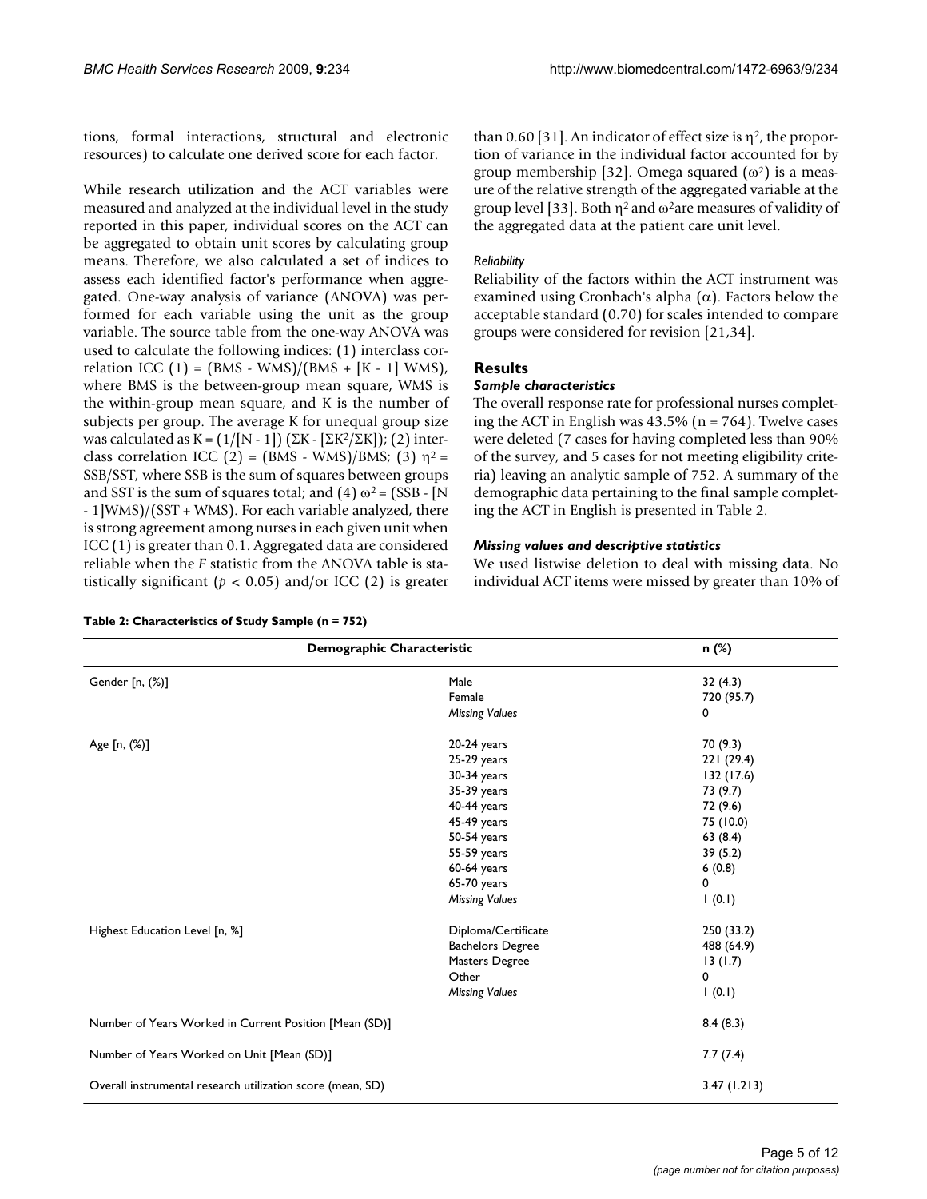tions, formal interactions, structural and electronic resources) to calculate one derived score for each factor.

While research utilization and the ACT variables were measured and analyzed at the individual level in the study reported in this paper, individual scores on the ACT can be aggregated to obtain unit scores by calculating group means. Therefore, we also calculated a set of indices to assess each identified factor's performance when aggregated. One-way analysis of variance (ANOVA) was performed for each variable using the unit as the group variable. The source table from the one-way ANOVA was used to calculate the following indices: (1) interclass correlation ICC (1) = (BMS - WMS)/(BMS + [K - 1] WMS), where BMS is the between-group mean square, WMS is the within-group mean square, and K is the number of subjects per group. The average K for unequal group size was calculated as $K = (1/[N - 1]) (\Sigma K - [\Sigma K^2/\Sigma K])$; (2) interclass correlation ICC (2) = (BMS - WMS)/BMS; (3) $\eta^2$ = SSB/SST, where SSB is the sum of squares between groups and SST is the sum of squares total; and (4) $\omega^2$ = (SSB - [N - 1]WMS)/(SST + WMS). For each variable analyzed, there is strong agreement among nurses in each given unit when ICC (1) is greater than 0.1. Aggregated data are considered reliable when the *F* statistic from the ANOVA table is statistically significant ($p < 0.05$) and/or ICC (2) is greater than 0.60 [31]. An indicator of effect size is $\eta^2$, the proportion of variance in the individual factor accounted for by group membership [32]. Omega squared ($\omega^2$) is a measure of the relative strength of the aggregated variable at the group level [33]. Both $\eta^2$ and $\omega^2$ are measures of validity of the aggregated data at the patient care unit level.

#### *Reliability*

Reliability of the factors within the ACT instrument was examined using Cronbach's alpha ($\alpha$). Factors below the acceptable standard (0.70) for scales intended to compare groups were considered for revision [21,34].

## Results

### *Sample characteristics*

The overall response rate for professional nurses completing the ACT in English was 43.5% (n = 764). Twelve cases were deleted (7 cases for having completed less than 90% of the survey, and 5 cases for not meeting eligibility criteria) leaving an analytic sample of 752. A summary of the demographic data pertaining to the final sample completing the ACT in English is presented in Table 2.

### *Missing values and descriptive statistics*

We used listwise deletion to deal with missing data. No individual ACT items were missed by greater than 10% of

**Table 2: Characteristics of Study Sample (n = 752)**

| Demographic Characteristic | | n (%) |
|---|---|---|
| Gender [n, (%)] | Male | 32 (4.3) |
| | Female | 720 (95.7) |
| | *Missing Values* | 0 |
| Age [n, (%)] | 20-24 years | 70 (9.3) |
| | 25-29 years | 221 (29.4) |
| | 30-34 years | 132 (17.6) |
| | 35-39 years | 73 (9.7) |
| | 40-44 years | 72 (9.6) |
| | 45-49 years | 75 (10.0) |
| | 50-54 years | 63 (8.4) |
| | 55-59 years | 39 (5.2) |
| | 60-64 years | 6 (0.8) |
| | 65-70 years | 0 |
| | *Missing Values* | 1 (0.1) |
| Highest Education Level [n, %] | Diploma/Certificate | 250 (33.2) |
| | Bachelors Degree | 488 (64.9) |
| | Masters Degree | 13 (1.7) |
| | Other | 0 |
| | *Missing Values* | 1 (0.1) |
| Number of Years Worked in Current Position [Mean (SD)] | | 8.4 (8.3) |
| Number of Years Worked on Unit [Mean (SD)] | | 7.7 (7.4) |
| Overall instrumental research utilization score (mean, SD) | | 3.47 (1.213) |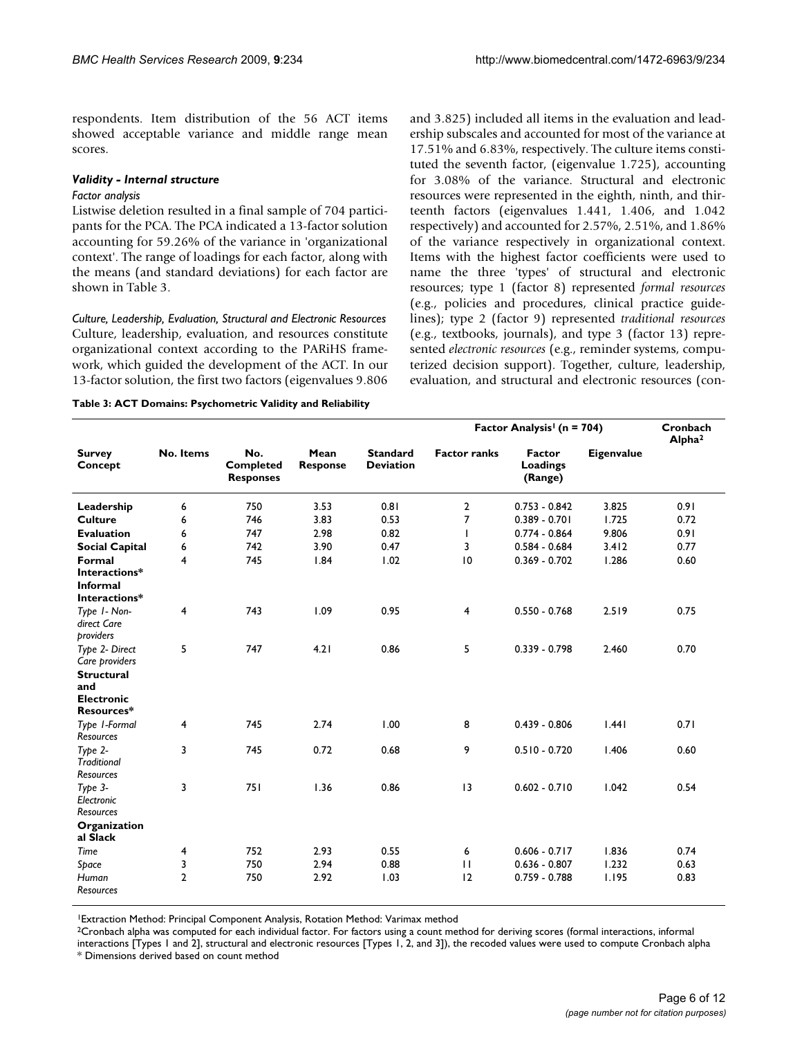respondents. Item distribution of the 56 ACT items showed acceptable variance and middle range mean scores.

### *Validity - Internal structure*

*Factor analysis*

Listwise deletion resulted in a final sample of 704 participants for the PCA. The PCA indicated a 13-factor solution accounting for 59.26% of the variance in 'organizational context'. The range of loadings for each factor, along with the means (and standard deviations) for each factor are shown in Table 3.

*Culture, Leadership, Evaluation, Structural and Electronic Resources*

Culture, leadership, evaluation, and resources constitute organizational context according to the PARiHS framework, which guided the development of the ACT. In our 13-factor solution, the first two factors (eigenvalues 9.806 and 3.825) included all items in the evaluation and leadership subscales and accounted for most of the variance at 17.51% and 6.83%, respectively. The culture items constituted the seventh factor, (eigenvalue 1.725), accounting for 3.08% of the variance. Structural and electronic resources were represented in the eighth, ninth, and thirteenth factors (eigenvalues 1.441, 1.406, and 1.042 respectively) and accounted for 2.57%, 2.51%, and 1.86% of the variance respectively in organizational context. Items with the highest factor coefficients were used to name the three 'types' of structural and electronic resources; type 1 (factor 8) represented *formal resources* (e.g., policies and procedures, clinical practice guidelines); type 2 (factor 9) represented *traditional resources* (e.g., textbooks, journals), and type 3 (factor 13) represented *electronic resources* (e.g., reminder systems, computerized decision support). Together, culture, leadership, evaluation, and structural and electronic resources (con-

**Table 3: ACT Domains: Psychometric Validity and Reliability**

| | | | | | Factor Analysis[1] (n = 704) | | | Cronbach Alpha[2] |
|---|---|---|---|---|---|---|---|---|
| **Survey Concept** | **No. Items** | **No. Completed Responses** | **Mean Response** | **Standard Deviation** | **Factor ranks** | **Factor Loadings (Range)** | **Eigenvalue** | |
| **Leadership** | 6 | 750 | 3.53 | 0.81 | 2 | 0.753 - 0.842 | 3.825 | 0.91 |
| **Culture** | 6 | 746 | 3.83 | 0.53 | 7 | 0.389 - 0.701 | 1.725 | 0.72 |
| **Evaluation** | 6 | 747 | 2.98 | 0.82 | 1 | 0.774 - 0.864 | 9.806 | 0.91 |
| **Social Capital** | 6 | 742 | 3.90 | 0.47 | 3 | 0.584 - 0.684 | 3.412 | 0.77 |
| **Formal Interactions*** | 4 | 745 | 1.84 | 1.02 | 10 | 0.369 - 0.702 | 1.286 | 0.60 |
| **Informal Interactions*** | | | | | | | | |
| *Type 1- Non-direct Care providers* | 4 | 743 | 1.09 | 0.95 | 4 | 0.550 - 0.768 | 2.519 | 0.75 |
| *Type 2- Direct Care providers* | 5 | 747 | 4.21 | 0.86 | 5 | 0.339 - 0.798 | 2.460 | 0.70 |
| **Structural and Electronic Resources*** | | | | | | | | |
| *Type 1-Formal Resources* | 4 | 745 | 2.74 | 1.00 | 8 | 0.439 - 0.806 | 1.441 | 0.71 |
| *Type 2-Traditional Resources* | 3 | 745 | 0.72 | 0.68 | 9 | 0.510 - 0.720 | 1.406 | 0.60 |
| *Type 3-Electronic Resources* | 3 | 751 | 1.36 | 0.86 | 13 | 0.602 - 0.710 | 1.042 | 0.54 |
| **Organizational Slack** | | | | | | | | |
| *Time* | 4 | 752 | 2.93 | 0.55 | 6 | 0.606 - 0.717 | 1.836 | 0.74 |
| *Space* | 3 | 750 | 2.94 | 0.88 | 11 | 0.636 - 0.807 | 1.232 | 0.63 |
| *Human Resources* | 2 | 750 | 2.92 | 1.03 | 12 | 0.759 - 0.788 | 1.195 | 0.83 |

[1]Extraction Method: Principal Component Analysis, Rotation Method: Varimax method

[2]Cronbach alpha was computed for each individual factor. For factors using a count method for deriving scores (formal interactions, informal interactions [Types 1 and 2], structural and electronic resources [Types 1, 2, and 3]), the recoded values were used to compute Cronbach alpha

\* Dimensions derived based on count method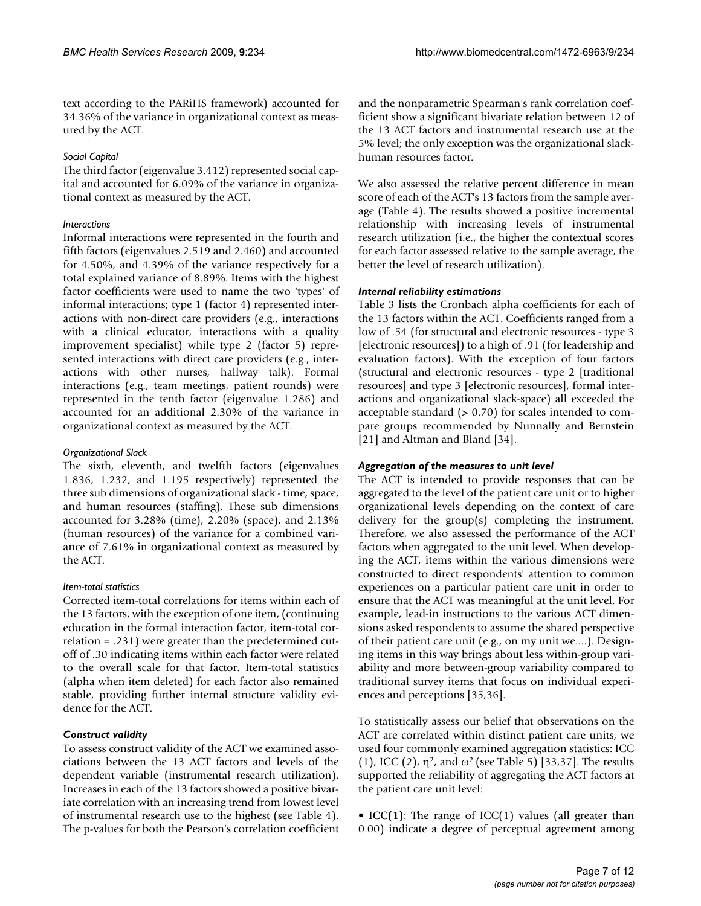text according to the PARiHS framework) accounted for 34.36% of the variance in organizational context as measured by the ACT.

#### *Social Capital*

The third factor (eigenvalue 3.412) represented social capital and accounted for 6.09% of the variance in organizational context as measured by the ACT.

#### *Interactions*

Informal interactions were represented in the fourth and fifth factors (eigenvalues 2.519 and 2.460) and accounted for 4.50%, and 4.39% of the variance respectively for a total explained variance of 8.89%. Items with the highest factor coefficients were used to name the two 'types' of informal interactions; type 1 (factor 4) represented interactions with non-direct care providers (e.g., interactions with a clinical educator, interactions with a quality improvement specialist) while type 2 (factor 5) represented interactions with direct care providers (e.g., interactions with other nurses, hallway talk). Formal interactions (e.g., team meetings, patient rounds) were represented in the tenth factor (eigenvalue 1.286) and accounted for an additional 2.30% of the variance in organizational context as measured by the ACT.

#### *Organizational Slack*

The sixth, eleventh, and twelfth factors (eigenvalues 1.836, 1.232, and 1.195 respectively) represented the three sub dimensions of organizational slack - time, space, and human resources (staffing). These sub dimensions accounted for 3.28% (time), 2.20% (space), and 2.13% (human resources) of the variance for a combined variance of 7.61% in organizational context as measured by the ACT.

#### *Item-total statistics*

Corrected item-total correlations for items within each of the 13 factors, with the exception of one item, (continuing education in the formal interaction factor, item-total correlation = .231) were greater than the predetermined cutoff of .30 indicating items within each factor were related to the overall scale for that factor. Item-total statistics (alpha when item deleted) for each factor also remained stable, providing further internal structure validity evidence for the ACT.

### *Construct validity*

To assess construct validity of the ACT we examined associations between the 13 ACT factors and levels of the dependent variable (instrumental research utilization). Increases in each of the 13 factors showed a positive bivariate correlation with an increasing trend from lowest level of instrumental research use to the highest (see Table 4). The p-values for both the Pearson's correlation coefficient and the nonparametric Spearman's rank correlation coefficient show a significant bivariate relation between 12 of the 13 ACT factors and instrumental research use at the 5% level; the only exception was the organizational slack-human resources factor.

We also assessed the relative percent difference in mean score of each of the ACT's 13 factors from the sample average (Table 4). The results showed a positive incremental relationship with increasing levels of instrumental research utilization (i.e., the higher the contextual scores for each factor assessed relative to the sample average, the better the level of research utilization).

### *Internal reliability estimations*

Table 3 lists the Cronbach alpha coefficients for each of the 13 factors within the ACT. Coefficients ranged from a low of .54 (for structural and electronic resources - type 3 [electronic resources]) to a high of .91 (for leadership and evaluation factors). With the exception of four factors (structural and electronic resources - type 2 [traditional resources] and type 3 [electronic resources], formal interactions and organizational slack-space) all exceeded the acceptable standard (> 0.70) for scales intended to compare groups recommended by Nunnally and Bernstein [21] and Altman and Bland [34].

### *Aggregation of the measures to unit level*

The ACT is intended to provide responses that can be aggregated to the level of the patient care unit or to higher organizational levels depending on the context of care delivery for the group(s) completing the instrument. Therefore, we also assessed the performance of the ACT factors when aggregated to the unit level. When developing the ACT, items within the various dimensions were constructed to direct respondents' attention to common experiences on a particular patient care unit in order to ensure that the ACT was meaningful at the unit level. For example, lead-in instructions to the various ACT dimensions asked respondents to assume the shared perspective of their patient care unit (e.g., on my unit we....). Designing items in this way brings about less within-group variability and more between-group variability compared to traditional survey items that focus on individual experiences and perceptions [35,36].

To statistically assess our belief that observations on the ACT are correlated within distinct patient care units, we used four commonly examined aggregation statistics: ICC (1), ICC (2), $\eta^2$, and $\omega^2$ (see Table 5) [33,37]. The results supported the reliability of aggregating the ACT factors at the patient care unit level:

- **ICC(1)**: The range of ICC(1) values (all greater than 0.00) indicate a degree of perceptual agreement among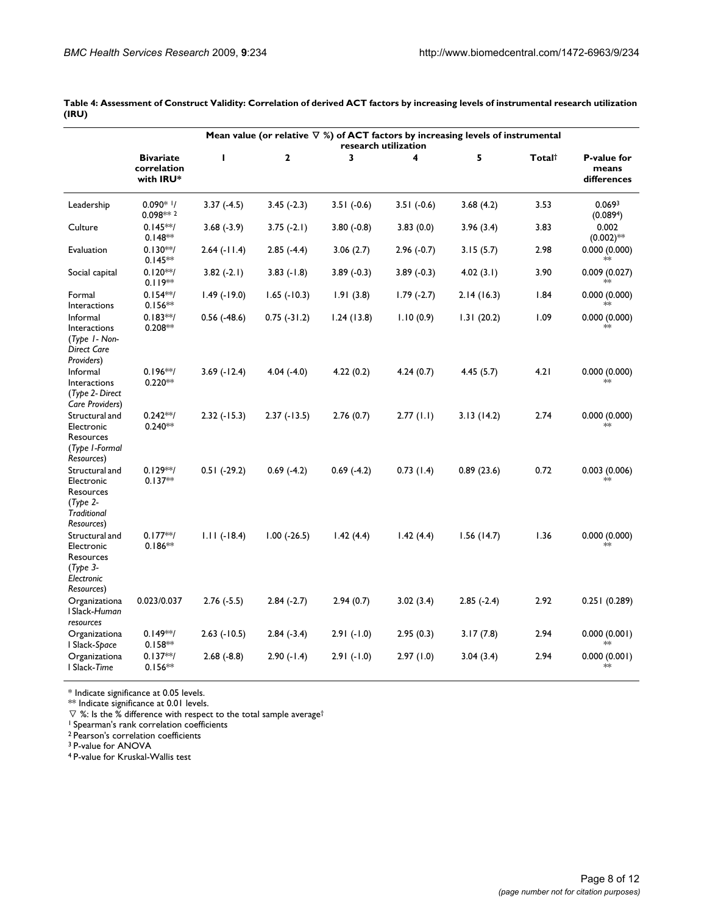**Table 4: Assessment of Construct Validity: Correlation of derived ACT factors by increasing levels of instrumental research utilization (IRU)**

| | Bivariate correlation with IRU* | Mean value (or relative ∇ %) of ACT factors by increasing levels of instrumental research utilization | | | | | | |
|---|---|---|---|---|---|---|---|---|
| | | 1 | 2 | 3 | 4 | 5 | Total† | P-value for means differences |
| Leadership | 0.090* [1]/ 0.098** [2] | 3.37 (-4.5) | 3.45 (-2.3) | 3.51 (-0.6) | 3.51 (-0.6) | 3.68 (4.2) | 3.53 | 0.069[3] (0.089[4]) |
| Culture | 0.145**/ 0.148** | 3.68 (-3.9) | 3.75 (-2.1) | 3.80 (-0.8) | 3.83 (0.0) | 3.96 (3.4) | 3.83 | 0.002 (0.002)** |
| Evaluation | 0.130**/ 0.145** | 2.64 (-11.4) | 2.85 (-4.4) | 3.06 (2.7) | 2.96 (-0.7) | 3.15 (5.7) | 2.98 | 0.000 (0.000) ** |
| Social capital | 0.120**/ 0.119** | 3.82 (-2.1) | 3.83 (-1.8) | 3.89 (-0.3) | 3.89 (-0.3) | 4.02 (3.1) | 3.90 | 0.009 (0.027) ** |
| Formal Interactions | 0.154**/ 0.156** | 1.49 (-19.0) | 1.65 (-10.3) | 1.91 (3.8) | 1.79 (-2.7) | 2.14 (16.3) | 1.84 | 0.000 (0.000) ** |
| Informal Interactions (*Type 1- Non-Direct Care Providers*) | 0.183**/ 0.208** | 0.56 (-48.6) | 0.75 (-31.2) | 1.24 (13.8) | 1.10 (0.9) | 1.31 (20.2) | 1.09 | 0.000 (0.000) ** |
| Informal Interactions (*Type 2- Direct Care Providers*) | 0.196**/ 0.220** | 3.69 (-12.4) | 4.04 (-4.0) | 4.22 (0.2) | 4.24 (0.7) | 4.45 (5.7) | 4.21 | 0.000 (0.000) ** |
| Structural and Electronic Resources (*Type 1-Formal Resources*) | 0.242**/ 0.240** | 2.32 (-15.3) | 2.37 (-13.5) | 2.76 (0.7) | 2.77 (1.1) | 3.13 (14.2) | 2.74 | 0.000 (0.000) ** |
| Structural and Electronic Resources (*Type 2-Traditional Resources*) | 0.129**/ 0.137** | 0.51 (-29.2) | 0.69 (-4.2) | 0.69 (-4.2) | 0.73 (1.4) | 0.89 (23.6) | 0.72 | 0.003 (0.006) ** |
| Structural and Electronic Resources (*Type 3-Electronic Resources*) | 0.177**/ 0.186** | 1.11 (-18.4) | 1.00 (-26.5) | 1.42 (4.4) | 1.42 (4.4) | 1.56 (14.7) | 1.36 | 0.000 (0.000) ** |
| Organizational Slack-*Human resources* | 0.023/0.037 | 2.76 (-5.5) | 2.84 (-2.7) | 2.94 (0.7) | 3.02 (3.4) | 2.85 (-2.4) | 2.92 | 0.251 (0.289) |
| Organizational Slack-*Space* | 0.149**/ 0.158** | 2.63 (-10.5) | 2.84 (-3.4) | 2.91 (-1.0) | 2.95 (0.3) | 3.17 (7.8) | 2.94 | 0.000 (0.001) ** |
| Organizational Slack-*Time* | 0.137**/ 0.156** | 2.68 (-8.8) | 2.90 (-1.4) | 2.91 (-1.0) | 2.97 (1.0) | 3.04 (3.4) | 2.94 | 0.000 (0.001) ** |

\* Indicate significance at 0.05 levels.
** Indicate significance at 0.01 levels.
∇ %: Is the % difference with respect to the total sample average†
[1] Spearman's rank correlation coefficients
[2] Pearson's correlation coefficients
[3] P-value for ANOVA
[4] P-value for Kruskal-Wallis test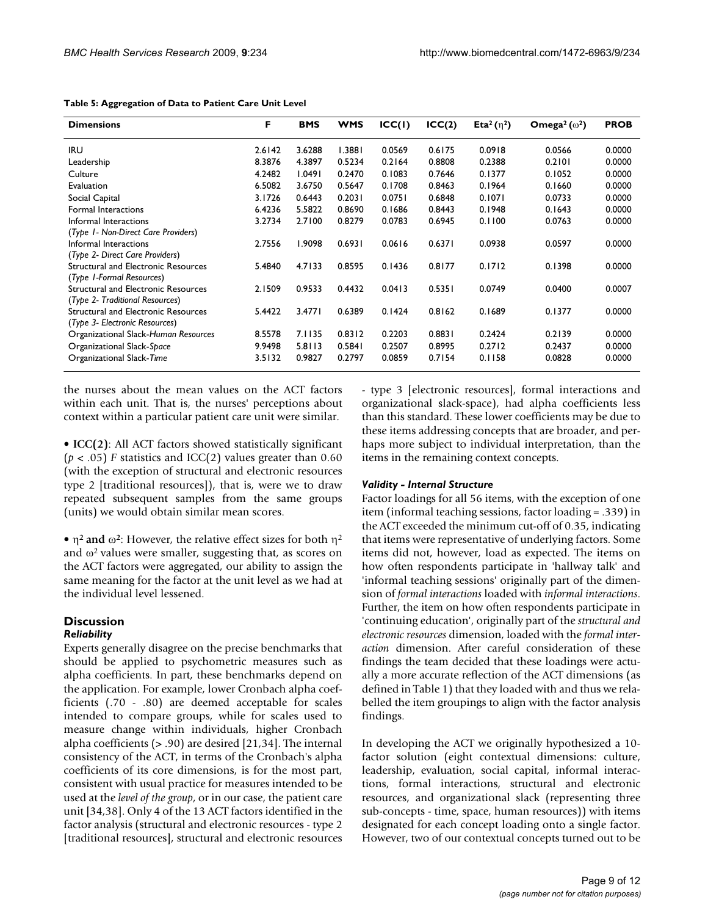**Table 5: Aggregation of Data to Patient Care Unit Level**

| Dimensions | F | BMS | WMS | ICC(1) | ICC(2) | Eta$^2$ ($\eta^2$) | Omega$^2$ ($\omega^2$) | PROB |
|---|---|---|---|---|---|---|---|---|
| IRU | 2.6142 | 3.6288 | 1.3881 | 0.0569 | 0.6175 | 0.0918 | 0.0566 | 0.0000 |
| Leadership | 8.3876 | 4.3897 | 0.5234 | 0.2164 | 0.8808 | 0.2388 | 0.2101 | 0.0000 |
| Culture | 4.2482 | 1.0491 | 0.2470 | 0.1083 | 0.7646 | 0.1377 | 0.1052 | 0.0000 |
| Evaluation | 6.5082 | 3.6750 | 0.5647 | 0.1708 | 0.8463 | 0.1964 | 0.1660 | 0.0000 |
| Social Capital | 3.1726 | 0.6443 | 0.2031 | 0.0751 | 0.6848 | 0.1071 | 0.0733 | 0.0000 |
| Formal Interactions | 6.4236 | 5.5822 | 0.8690 | 0.1686 | 0.8443 | 0.1948 | 0.1643 | 0.0000 |
| Informal Interactions (*Type 1- Non-Direct Care Providers*) | 3.2734 | 2.7100 | 0.8279 | 0.0783 | 0.6945 | 0.1100 | 0.0763 | 0.0000 |
| Informal Interactions (*Type 2- Direct Care Providers*) | 2.7556 | 1.9098 | 0.6931 | 0.0616 | 0.6371 | 0.0938 | 0.0597 | 0.0000 |
| Structural and Electronic Resources (*Type 1-Formal Resources*) | 5.4840 | 4.7133 | 0.8595 | 0.1436 | 0.8177 | 0.1712 | 0.1398 | 0.0000 |
| Structural and Electronic Resources (*Type 2- Traditional Resources*) | 2.1509 | 0.9533 | 0.4432 | 0.0413 | 0.5351 | 0.0749 | 0.0400 | 0.0007 |
| Structural and Electronic Resources (*Type 3- Electronic Resources*) | 5.4422 | 3.4771 | 0.6389 | 0.1424 | 0.8162 | 0.1689 | 0.1377 | 0.0000 |
| Organizational Slack-*Human Resources* | 8.5578 | 7.1135 | 0.8312 | 0.2203 | 0.8831 | 0.2424 | 0.2139 | 0.0000 |
| Organizational Slack-*Space* | 9.9498 | 5.8113 | 0.5841 | 0.2507 | 0.8995 | 0.2712 | 0.2437 | 0.0000 |
| Organizational Slack-*Time* | 3.5132 | 0.9827 | 0.2797 | 0.0859 | 0.7154 | 0.1158 | 0.0828 | 0.0000 |

the nurses about the mean values on the ACT factors within each unit. That is, the nurses' perceptions about context within a particular patient care unit were similar.

- **ICC(2)**: All ACT factors showed statistically significant ($p < .05$) $F$ statistics and ICC(2) values greater than 0.60 (with the exception of structural and electronic resources type 2 [traditional resources]), that is, were we to draw repeated subsequent samples from the same groups (units) we would obtain similar mean scores.

- **$\eta^2$ and $\omega^2$**: However, the relative effect sizes for both $\eta^2$ and $\omega^2$ values were smaller, suggesting that, as scores on the ACT factors were aggregated, our ability to assign the same meaning for the factor at the unit level as we had at the individual level lessened.

## Discussion

### *Reliability*

Experts generally disagree on the precise benchmarks that should be applied to psychometric measures such as alpha coefficients. In part, these benchmarks depend on the application. For example, lower Cronbach alpha coefficients (.70 - .80) are deemed acceptable for scales intended to compare groups, while for scales used to measure change within individuals, higher Cronbach alpha coefficients (> .90) are desired [21,34]. The internal consistency of the ACT, in terms of the Cronbach's alpha coefficients of its core dimensions, is for the most part, consistent with usual practice for measures intended to be used at the *level of the group*, or in our case, the patient care unit [34,38]. Only 4 of the 13 ACT factors identified in the factor analysis (structural and electronic resources - type 2 [traditional resources], structural and electronic resources - type 3 [electronic resources], formal interactions and organizational slack-space), had alpha coefficients less than this standard. These lower coefficients may be due to these items addressing concepts that are broader, and perhaps more subject to individual interpretation, than the items in the remaining context concepts.

### *Validity - Internal Structure*

Factor loadings for all 56 items, with the exception of one item (informal teaching sessions, factor loading = .339) in the ACT exceeded the minimum cut-off of 0.35, indicating that items were representative of underlying factors. Some items did not, however, load as expected. The items on how often respondents participate in 'hallway talk' and 'informal teaching sessions' originally part of the dimension of *formal interactions* loaded with *informal interactions*. Further, the item on how often respondents participate in 'continuing education', originally part of the *structural and electronic resources* dimension, loaded with the *formal interaction* dimension. After careful consideration of these findings the team decided that these loadings were actually a more accurate reflection of the ACT dimensions (as defined in Table 1) that they loaded with and thus we relabelled the item groupings to align with the factor analysis findings.

In developing the ACT we originally hypothesized a 10-factor solution (eight contextual dimensions: culture, leadership, evaluation, social capital, informal interactions, formal interactions, structural and electronic resources, and organizational slack (representing three sub-concepts - time, space, human resources)) with items designated for each concept loading onto a single factor. However, two of our contextual concepts turned out to be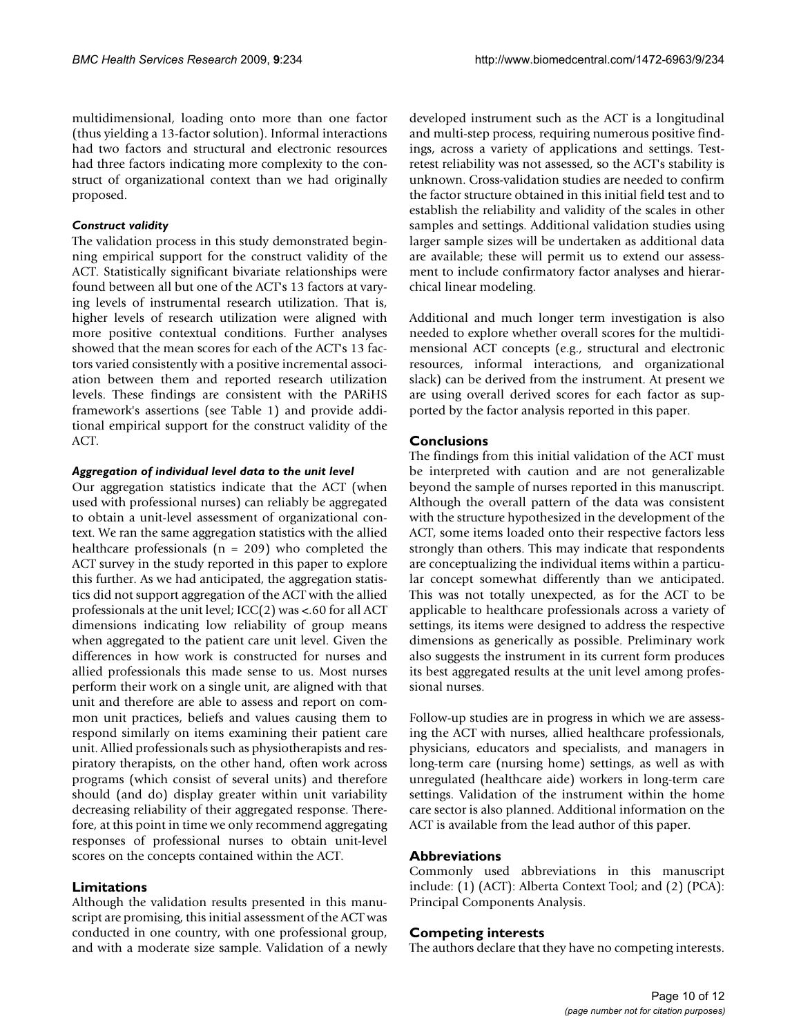multidimensional, loading onto more than one factor (thus yielding a 13-factor solution). Informal interactions had two factors and structural and electronic resources had three factors indicating more complexity to the construct of organizational context than we had originally proposed.

### *Construct validity*

The validation process in this study demonstrated beginning empirical support for the construct validity of the ACT. Statistically significant bivariate relationships were found between all but one of the ACT's 13 factors at varying levels of instrumental research utilization. That is, higher levels of research utilization were aligned with more positive contextual conditions. Further analyses showed that the mean scores for each of the ACT's 13 factors varied consistently with a positive incremental association between them and reported research utilization levels. These findings are consistent with the PARiHS framework's assertions (see Table 1) and provide additional empirical support for the construct validity of the ACT.

### *Aggregation of individual level data to the unit level*

Our aggregation statistics indicate that the ACT (when used with professional nurses) can reliably be aggregated to obtain a unit-level assessment of organizational context. We ran the same aggregation statistics with the allied healthcare professionals ($n = 209$) who completed the ACT survey in the study reported in this paper to explore this further. As we had anticipated, the aggregation statistics did not support aggregation of the ACT with the allied professionals at the unit level; ICC(2) was <.60 for all ACT dimensions indicating low reliability of group means when aggregated to the patient care unit level. Given the differences in how work is constructed for nurses and allied professionals this made sense to us. Most nurses perform their work on a single unit, are aligned with that unit and therefore are able to assess and report on common unit practices, beliefs and values causing them to respond similarly on items examining their patient care unit. Allied professionals such as physiotherapists and respiratory therapists, on the other hand, often work across programs (which consist of several units) and therefore should (and do) display greater within unit variability decreasing reliability of their aggregated response. Therefore, at this point in time we only recommend aggregating responses of professional nurses to obtain unit-level scores on the concepts contained within the ACT.

## Limitations

Although the validation results presented in this manuscript are promising, this initial assessment of the ACT was conducted in one country, with one professional group, and with a moderate size sample. Validation of a newly developed instrument such as the ACT is a longitudinal and multi-step process, requiring numerous positive findings, across a variety of applications and settings. Test-retest reliability was not assessed, so the ACT's stability is unknown. Cross-validation studies are needed to confirm the factor structure obtained in this initial field test and to establish the reliability and validity of the scales in other samples and settings. Additional validation studies using larger sample sizes will be undertaken as additional data are available; these will permit us to extend our assessment to include confirmatory factor analyses and hierarchical linear modeling.

Additional and much longer term investigation is also needed to explore whether overall scores for the multidimensional ACT concepts (e.g., structural and electronic resources, informal interactions, and organizational slack) can be derived from the instrument. At present we are using overall derived scores for each factor as supported by the factor analysis reported in this paper.

## Conclusions

The findings from this initial validation of the ACT must be interpreted with caution and are not generalizable beyond the sample of nurses reported in this manuscript. Although the overall pattern of the data was consistent with the structure hypothesized in the development of the ACT, some items loaded onto their respective factors less strongly than others. This may indicate that respondents are conceptualizing the individual items within a particular concept somewhat differently than we anticipated. This was not totally unexpected, as for the ACT to be applicable to healthcare professionals across a variety of settings, its items were designed to address the respective dimensions as generically as possible. Preliminary work also suggests the instrument in its current form produces its best aggregated results at the unit level among professional nurses.

Follow-up studies are in progress in which we are assessing the ACT with nurses, allied healthcare professionals, physicians, educators and specialists, and managers in long-term care (nursing home) settings, as well as with unregulated (healthcare aide) workers in long-term care settings. Validation of the instrument within the home care sector is also planned. Additional information on the ACT is available from the lead author of this paper.

## Abbreviations

Commonly used abbreviations in this manuscript include: (1) (ACT): Alberta Context Tool; and (2) (PCA): Principal Components Analysis.

## Competing interests

The authors declare that they have no competing interests.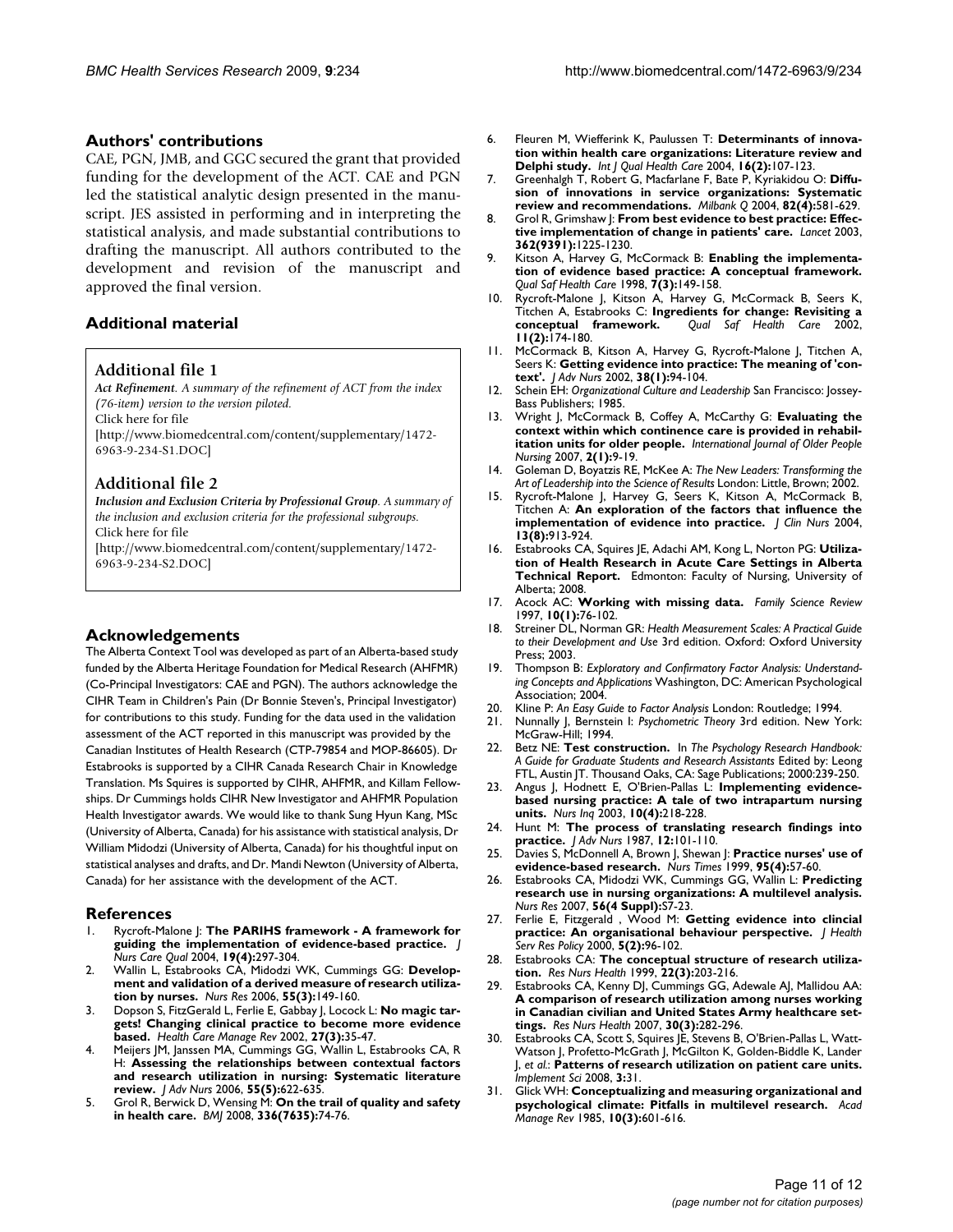## Authors' contributions

CAE, PGN, JMB, and GGC secured the grant that provided funding for the development of the ACT. CAE and PGN led the statistical analytic design presented in the manuscript. JES assisted in performing and in interpreting the statistical analysis, and made substantial contributions to drafting the manuscript. All authors contributed to the development and revision of the manuscript and approved the final version.

## Additional material

### Additional file 1

*Act Refinement. A summary of the refinement of ACT from the index (76-item) version to the version piloted.*
Click here for file
[http://www.biomedcentral.com/content/supplementary/1472-6963-9-234-S1.DOC]

### Additional file 2

*Inclusion and Exclusion Criteria by Professional Group. A summary of the inclusion and exclusion criteria for the professional subgroups.*
Click here for file
[http://www.biomedcentral.com/content/supplementary/1472-6963-9-234-S2.DOC]

## Acknowledgements

The Alberta Context Tool was developed as part of an Alberta-based study funded by the Alberta Heritage Foundation for Medical Research (AHFMR) (Co-Principal Investigators: CAE and PGN). The authors acknowledge the CIHR Team in Children's Pain (Dr Bonnie Steven's, Principal Investigator) for contributions to this study. Funding for the data used in the validation assessment of the ACT reported in this manuscript was provided by the Canadian Institutes of Health Research (CTP-79854 and MOP-86605). Dr Estabrooks is supported by a CIHR Canada Research Chair in Knowledge Translation. Ms Squires is supported by CIHR, AHFMR, and Killam Fellowships. Dr Cummings holds CIHR New Investigator and AHFMR Population Health Investigator awards. We would like to thank Sung Hyun Kang, MSc (University of Alberta, Canada) for his assistance with statistical analysis, Dr William Midodzi (University of Alberta, Canada) for his thoughtful input on statistical analyses and drafts, and Dr. Mandi Newton (University of Alberta, Canada) for her assistance with the development of the ACT.

## References

1. Rycroft-Malone J: **The PARIHS framework - A framework for guiding the implementation of evidence-based practice.** *J Nurs Care Qual* 2004, **19(4):**297-304.
2. Wallin L, Estabrooks CA, Midodzi WK, Cummings GG: **Development and validation of a derived measure of research utilization by nurses.** *Nurs Res* 2006, **55(3):**149-160.
3. Dopson S, FitzGerald L, Ferlie E, Gabbay J, Locock L: **No magic targets! Changing clinical practice to become more evidence based.** *Health Care Manage Rev* 2002, **27(3):**35-47.
4. Meijers JM, Janssen MA, Cummings GG, Wallin L, Estabrooks CA, R H: **Assessing the relationships between contextual factors and research utilization in nursing: Systematic literature review.** *J Adv Nurs* 2006, **55(5):**622-635.
5. Grol R, Berwick D, Wensing M: **On the trail of quality and safety in health care.** *BMJ* 2008, **336(7635):**74-76.
6. Fleuren M, Wiefferink K, Paulussen T: **Determinants of innovation within health care organizations: Literature review and Delphi study.** *Int J Qual Health Care* 2004, **16(2):**107-123.
7. Greenhalgh T, Robert G, Macfarlane F, Bate P, Kyriakidou O: **Diffusion of innovations in service organizations: Systematic review and recommendations.** *Milbank Q* 2004, **82(4):**581-629.
8. Grol R, Grimshaw J: **From best evidence to best practice: Effective implementation of change in patients' care.** *Lancet* 2003, **362(9391):**1225-1230.
9. Kitson A, Harvey G, McCormack B: **Enabling the implementation of evidence based practice: A conceptual framework.** *Qual Saf Health Care* 1998, **7(3):**149-158.
10. Rycroft-Malone J, Kitson A, Harvey G, McCormack B, Seers K, Titchen A, Estabrooks C: **Ingredients for change: Revisiting a conceptual framework.** *Qual Saf Health Care* 2002, **11(2):**174-180.
11. McCormack B, Kitson A, Harvey G, Rycroft-Malone J, Titchen A, Seers K: **Getting evidence into practice: The meaning of 'context'.** *J Adv Nurs* 2002, **38(1):**94-104.
12. Schein EH: *Organizational Culture and Leadership* San Francisco: Jossey-Bass Publishers; 1985.
13. Wright J, McCormack B, Coffey A, McCarthy G: **Evaluating the context within which continence care is provided in rehabilitation units for older people.** *International Journal of Older People Nursing* 2007, **2(1):**9-19.
14. Goleman D, Boyatzis RE, McKee A: *The New Leaders: Transforming the Art of Leadership into the Science of Results* London: Little, Brown; 2002.
15. Rycroft-Malone J, Harvey G, Seers K, Kitson A, McCormack B, Titchen A: **An exploration of the factors that influence the implementation of evidence into practice.** *J Clin Nurs* 2004, **13(8):**913-924.
16. Estabrooks CA, Squires JE, Adachi AM, Kong L, Norton PG: **Utilization of Health Research in Acute Care Settings in Alberta Technical Report.** Edmonton: Faculty of Nursing, University of Alberta; 2008.
17. Acock AC: **Working with missing data.** *Family Science Review* 1997, **10(1):**76-102.
18. Streiner DL, Norman GR: *Health Measurement Scales: A Practical Guide to their Development and Use* 3rd edition. Oxford: Oxford University Press; 2003.
19. Thompson B: *Exploratory and Confirmatory Factor Analysis: Understanding Concepts and Applications* Washington, DC: American Psychological Association; 2004.
20. Kline P: *An Easy Guide to Factor Analysis* London: Routledge; 1994.
21. Nunnally J, Bernstein I: *Psychometric Theory* 3rd edition. New York: McGraw-Hill; 1994.
22. Betz NE: **Test construction.** In *The Psychology Research Handbook: A Guide for Graduate Students and Research Assistants* Edited by: Leong FTL, Austin JT. Thousand Oaks, CA: Sage Publications; 2000:239-250.
23. Angus J, Hodnett E, O'Brien-Pallas L: **Implementing evidence-based nursing practice: A tale of two intrapartum nursing units.** *Nurs Inq* 2003, **10(4):**218-228.
24. Hunt M: **The process of translating research findings into practice.** *J Adv Nurs* 1987, **12:**101-110.
25. Davies S, McDonnell A, Brown J, Shewan J: **Practice nurses' use of evidence-based research.** *Nurs Times* 1999, **95(4):**57-60.
26. Estabrooks CA, Midodzi WK, Cummings GG, Wallin L: **Predicting research use in nursing organizations: A multilevel analysis.** *Nurs Res* 2007, **56(4 Suppl):**S7-23.
27. Ferlie E, Fitzgerald , Wood M: **Getting evidence into clincial practice: An organisational behaviour perspective.** *J Health Serv Res Policy* 2000, **5(2):**96-102.
28. Estabrooks CA: **The conceptual structure of research utilization.** *Res Nurs Health* 1999, **22(3):**203-216.
29. Estabrooks CA, Kenny DJ, Cummings GG, Adewale AJ, Mallidou AA: **A comparison of research utilization among nurses working in Canadian civilian and United States Army healthcare settings.** *Res Nurs Health* 2007, **30(3):**282-296.
30. Estabrooks CA, Scott S, Squires JE, Stevens B, O'Brien-Pallas L, Watt-Watson J, Profetto-McGrath J, McGilton K, Golden-Biddle K, Lander J, *et al.*: **Patterns of research utilization on patient care units.** *Implement Sci* 2008, **3:**31.
31. Glick WH: **Conceptualizing and measuring organizational and psychological climate: Pitfalls in multilevel research.** *Acad Manage Rev* 1985, **10(3):**601-616.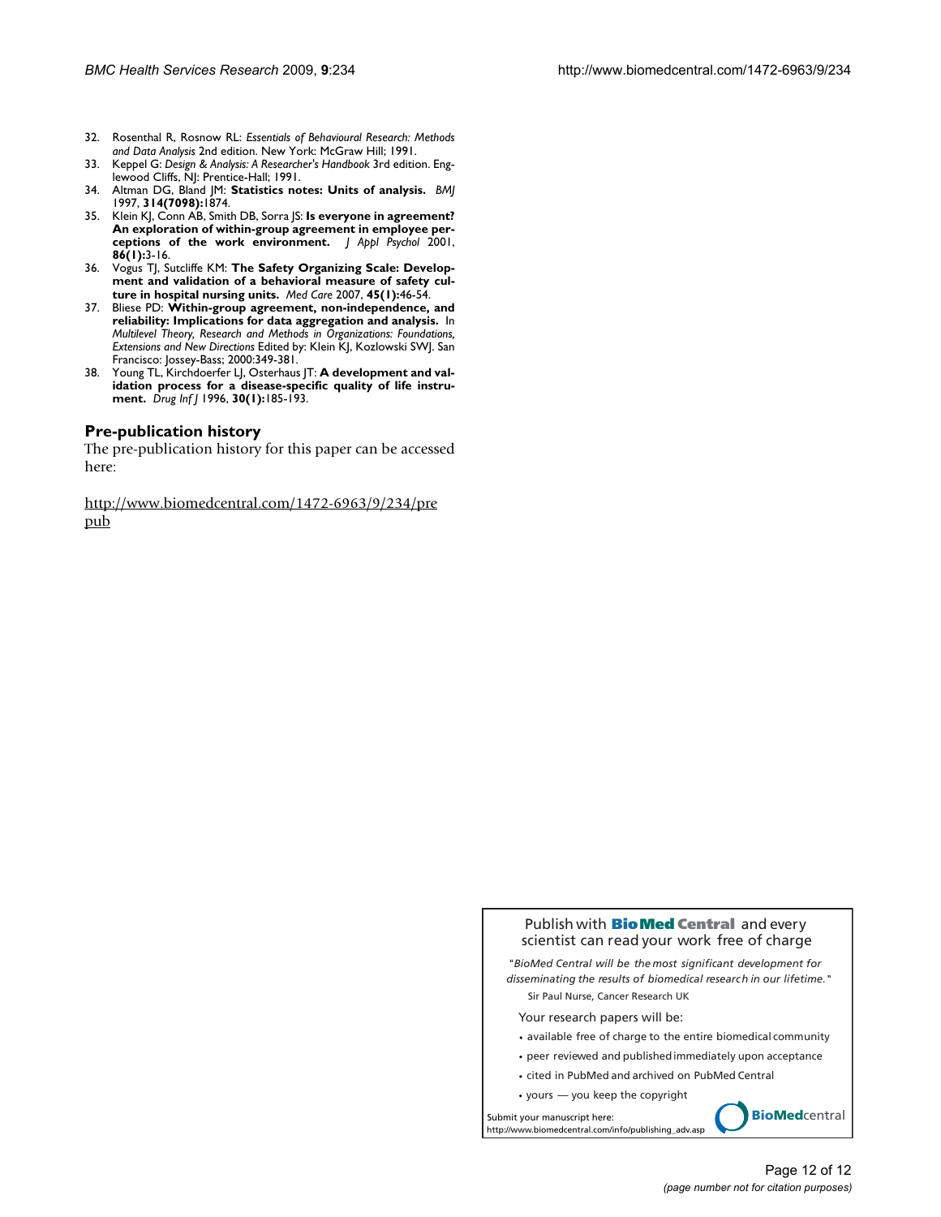32. Rosenthal R, Rosnow RL: *Essentials of Behavioural Research: Methods and Data Analysis* 2nd edition. New York: McGraw Hill; 1991.
33. Keppel G: *Design & Analysis: A Researcher's Handbook* 3rd edition. Englewood Cliffs, NJ: Prentice-Hall; 1991.
34. Altman DG, Bland JM: **Statistics notes: Units of analysis.** *BMJ* 1997, **314(7098):**1874.
35. Klein KJ, Conn AB, Smith DB, Sorra JS: **Is everyone in agreement? An exploration of within-group agreement in employee perceptions of the work environment.** *J Appl Psychol* 2001, **86(1):**3-16.
36. Vogus TJ, Sutcliffe KM: **The Safety Organizing Scale: Development and validation of a behavioral measure of safety culture in hospital nursing units.** *Med Care* 2007, **45(1):**46-54.
37. Bliese PD: **Within-group agreement, non-independence, and reliability: Implications for data aggregation and analysis.** In *Multilevel Theory, Research and Methods in Organizations: Foundations, Extensions and New Directions* Edited by: Klein KJ, Kozlowski SWJ. San Francisco: Jossey-Bass; 2000:349-381.
38. Young TL, Kirchdoerfer LJ, Osterhaus JT: **A development and validation process for a disease-specific quality of life instrument.** *Drug Inf J* 1996, **30(1):**185-193.

## Pre-publication history

The pre-publication history for this paper can be accessed here:

http://www.biomedcentral.com/1472-6963/9/234/prepub

Publish with **BioMed Central** and every scientist can read your work free of charge

*"BioMed Central will be the most significant development for disseminating the results of biomedical research in our lifetime."*

Sir Paul Nurse, Cancer Research UK

Your research papers will be:

- available free of charge to the entire biomedical community
- peer reviewed and published immediately upon acceptance
- cited in PubMed and archived on PubMed Central
- yours — you keep the copyright

Submit your manuscript here:
http://www.biomedcentral.com/info/publishing_adv.asp

**BioMed**central